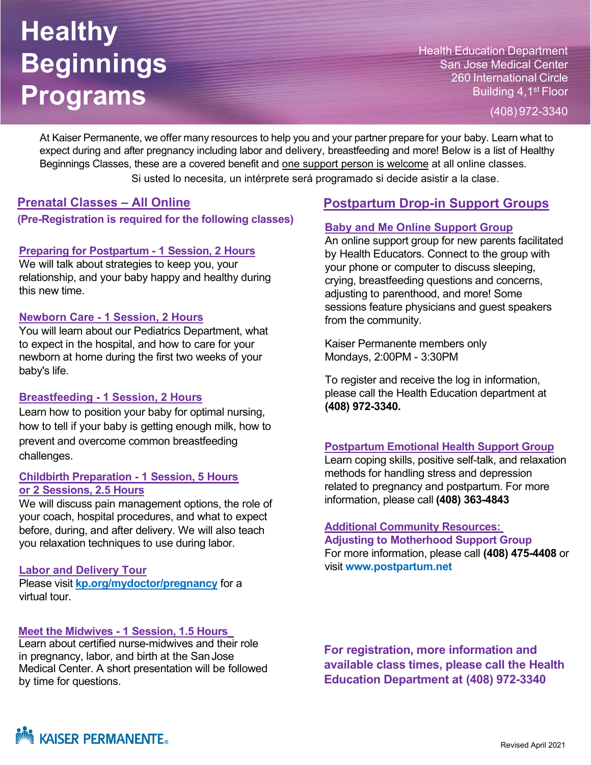# Healthy Beginnings Programs

Health Education Department
San Jose Medical Center
260 International Circle
Building 4, 1st Floor
(408) 972-3340

At Kaiser Permanente, we offer many resources to help you and your partner prepare for your baby. Learn what to expect during and after pregnancy including labor and delivery, breastfeeding and more! Below is a list of Healthy Beginnings Classes, these are a covered benefit and one support person is welcome at all online classes.

Si usted lo necesita, un intérprete será programado si decide asistir a la clase.

## Prenatal Classes – All Online

**(Pre-Registration is required for the following classes)**

### Preparing for Postpartum - 1 Session, 2 Hours

We will talk about strategies to keep you, your relationship, and your baby happy and healthy during this new time.

### Newborn Care - 1 Session, 2 Hours

You will learn about our Pediatrics Department, what to expect in the hospital, and how to care for your newborn at home during the first two weeks of your baby's life.

### Breastfeeding - 1 Session, 2 Hours

Learn how to position your baby for optimal nursing, how to tell if your baby is getting enough milk, how to prevent and overcome common breastfeeding challenges.

### Childbirth Preparation - 1 Session, 5 Hours or 2 Sessions, 2.5 Hours

We will discuss pain management options, the role of your coach, hospital procedures, and what to expect before, during, and after delivery. We will also teach you relaxation techniques to use during labor.

### Labor and Delivery Tour

Please visit **kp.org/mydoctor/pregnancy** for a virtual tour.

### Meet the Midwives - 1 Session, 1.5 Hours

Learn about certified nurse-midwives and their role in pregnancy, labor, and birth at the San Jose Medical Center. A short presentation will be followed by time for questions.

## Postpartum Drop-in Support Groups

### Baby and Me Online Support Group

An online support group for new parents facilitated by Health Educators. Connect to the group with your phone or computer to discuss sleeping, crying, breastfeeding questions and concerns, adjusting to parenthood, and more! Some sessions feature physicians and guest speakers from the community.

Kaiser Permanente members only
Mondays, 2:00PM - 3:30PM

To register and receive the log in information, please call the Health Education department at **(408) 972-3340.**

### Postpartum Emotional Health Support Group

Learn coping skills, positive self-talk, and relaxation methods for handling stress and depression related to pregnancy and postpartum. For more information, please call **(408) 363-4843**

### Additional Community Resources: Adjusting to Motherhood Support Group

For more information, please call **(408) 475-4408** or visit **www.postpartum.net**

**For registration, more information and available class times, please call the Health Education Department at (408) 972-3340**

KAISER PERMANENTE®

Revised April 2021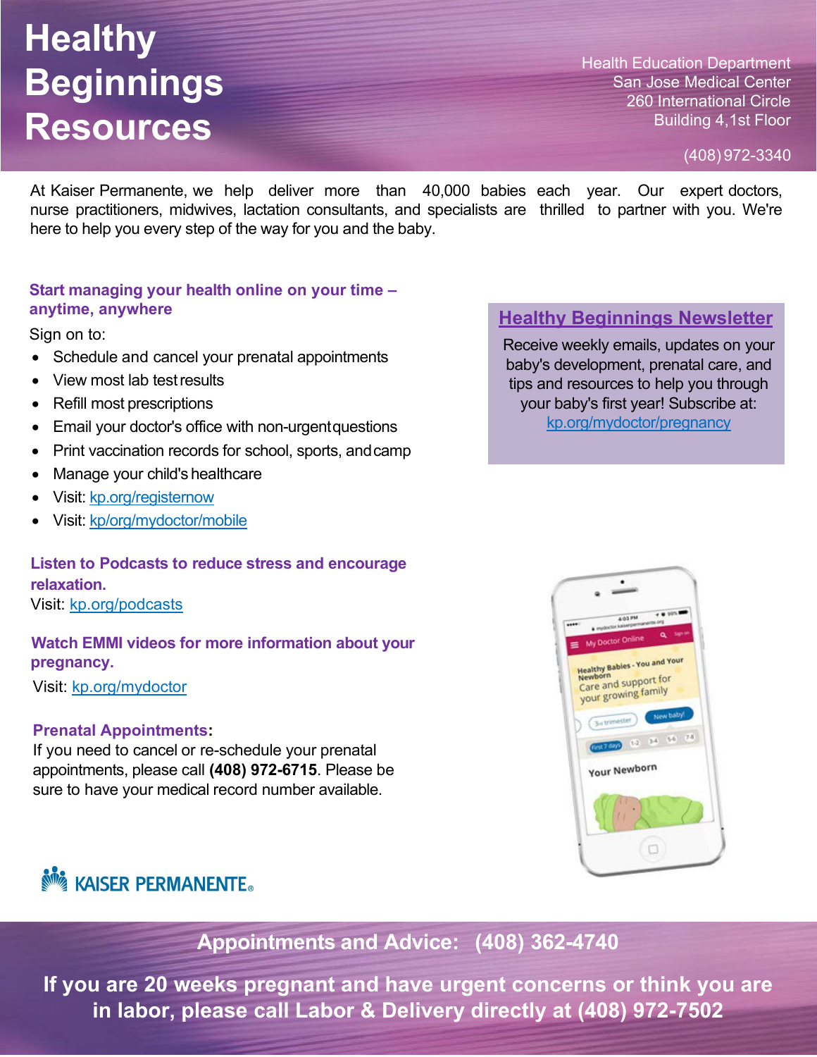# Healthy Beginnings Resources

Health Education Department
San Jose Medical Center
260 International Circle
Building 4,1st Floor

(408) 972-3340

At Kaiser Permanente, we help deliver more than 40,000 babies each year. Our expert doctors, nurse practitioners, midwives, lactation consultants, and specialists are thrilled to partner with you. We're here to help you every step of the way for you and the baby.

### Start managing your health online on your time – anytime, anywhere

Sign on to:

- Schedule and cancel your prenatal appointments
- View most lab test results
- Refill most prescriptions
- Email your doctor's office with non-urgent questions
- Print vaccination records for school, sports, and camp
- Manage your child's healthcare
- Visit: kp.org/registernow
- Visit: kp/org/mydoctor/mobile

### Healthy Beginnings Newsletter

Receive weekly emails, updates on your baby's development, prenatal care, and tips and resources to help you through your baby's first year! Subscribe at: kp.org/mydoctor/pregnancy

### Listen to Podcasts to reduce stress and encourage relaxation.

Visit: kp.org/podcasts

### Watch EMMI videos for more information about your pregnancy.

Visit: kp.org/mydoctor

### Prenatal Appointments:

If you need to cancel or re-schedule your prenatal appointments, please call **(408) 972-6715**. Please be sure to have your medical record number available.

KAISER PERMANENTE®

**Appointments and Advice: (408) 362-4740**

**If you are 20 weeks pregnant and have urgent concerns or think you are in labor, please call Labor & Delivery directly at (408) 972-7502**